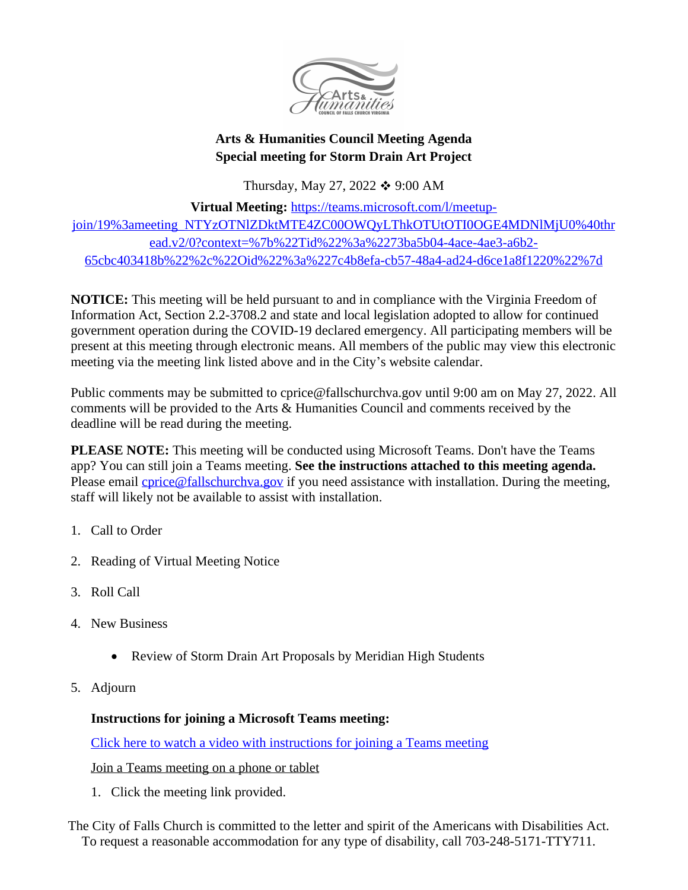**Arts & Humanities Council Meeting Agenda**
**Special meeting for Storm Drain Art Project**

Thursday, May 27, 2022 ❖ 9:00 AM

**Virtual Meeting:** [https://teams.microsoft.com/l/meetup-join/19%3ameeting_NTYzOTNlZDktMTE4ZC00OWQyLThkOTUtOTI0OGE4MDNlMjU0%40thread.v2/0?context=%7b%22Tid%22%3a%2273ba5b04-4ace-4ae3-a6b2-65cbc403418b%22%2c%22Oid%22%3a%227c4b8efa-cb57-48a4-ad24-d6ce1a8f1220%22%7d](https://teams.microsoft.com/l/meetup-join/19%3ameeting_NTYzOTNlZDktMTE4ZC00OWQyLThkOTUtOTI0OGE4MDNlMjU0%40thread.v2/0?context=%7b%22Tid%22%3a%2273ba5b04-4ace-4ae3-a6b2-65cbc403418b%22%2c%22Oid%22%3a%227c4b8efa-cb57-48a4-ad24-d6ce1a8f1220%22%7d)

**NOTICE:** This meeting will be held pursuant to and in compliance with the Virginia Freedom of Information Act, Section 2.2-3708.2 and state and local legislation adopted to allow for continued government operation during the COVID-19 declared emergency. All participating members will be present at this meeting through electronic means. All members of the public may view this electronic meeting via the meeting link listed above and in the City's website calendar.

Public comments may be submitted to cprice@fallschurchva.gov until 9:00 am on May 27, 2022. All comments will be provided to the Arts & Humanities Council and comments received by the deadline will be read during the meeting.

**PLEASE NOTE:** This meeting will be conducted using Microsoft Teams. Don't have the Teams app? You can still join a Teams meeting. **See the instructions attached to this meeting agenda.** Please email cprice@fallschurchva.gov if you need assistance with installation. During the meeting, staff will likely not be available to assist with installation.

1. Call to Order
2. Reading of Virtual Meeting Notice
3. Roll Call
4. New Business
   - Review of Storm Drain Art Proposals by Meridian High Students
5. Adjourn

**Instructions for joining a Microsoft Teams meeting:**

Click here to watch a video with instructions for joining a Teams meeting

Join a Teams meeting on a phone or tablet

1. Click the meeting link provided.

The City of Falls Church is committed to the letter and spirit of the Americans with Disabilities Act. To request a reasonable accommodation for any type of disability, call 703-248-5171-TTY711.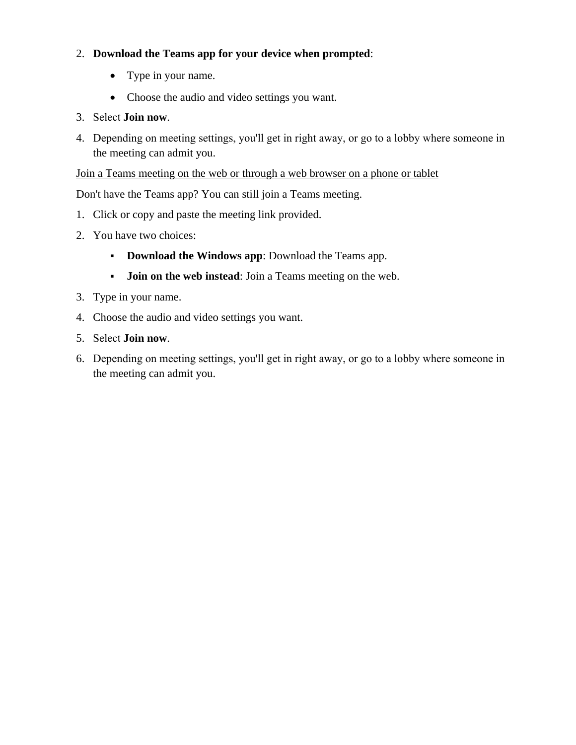2. **Download the Teams app for your device when prompted**:
   - Type in your name.
   - Choose the audio and video settings you want.
3. Select **Join now**.
4. Depending on meeting settings, you'll get in right away, or go to a lobby where someone in the meeting can admit you.

<u>Join a Teams meeting on the web or through a web browser on a phone or tablet</u>

Don't have the Teams app? You can still join a Teams meeting.

1. Click or copy and paste the meeting link provided.
2. You have two choices:
   - **Download the Windows app**: Download the Teams app.
   - **Join on the web instead**: Join a Teams meeting on the web.
3. Type in your name.
4. Choose the audio and video settings you want.
5. Select **Join now**.
6. Depending on meeting settings, you'll get in right away, or go to a lobby where someone in the meeting can admit you.